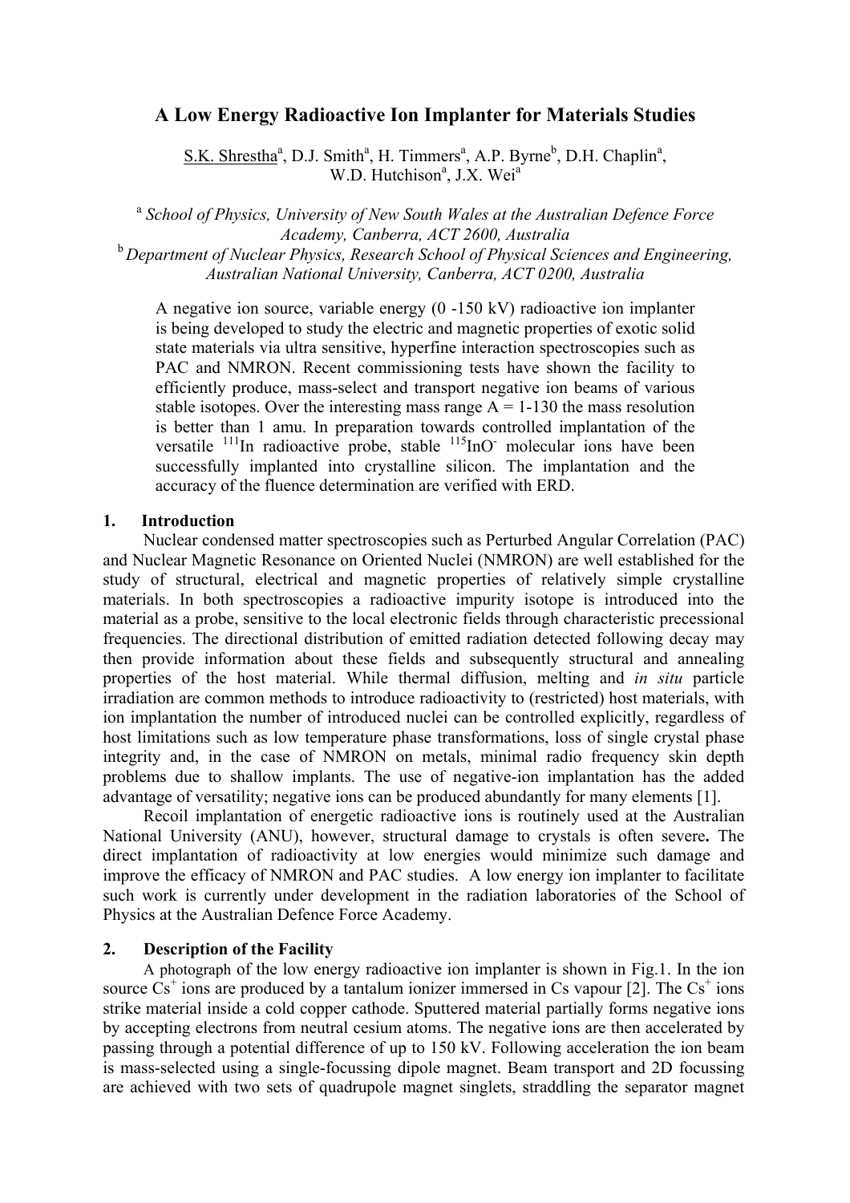# A Low Energy Radioactive Ion Implanter for Materials Studies

S.K. Shrestha[a], D.J. Smith[a], H. Timmers[a], A.P. Byrne[b], D.H. Chaplin[a], W.D. Hutchison[a], J.X. Wei[a]

[a] *School of Physics, University of New South Wales at the Australian Defence Force Academy, Canberra, ACT 2600, Australia*
[b] *Department of Nuclear Physics, Research School of Physical Sciences and Engineering, Australian National University, Canberra, ACT 0200, Australia*

A negative ion source, variable energy (0 -150 kV) radioactive ion implanter is being developed to study the electric and magnetic properties of exotic solid state materials via ultra sensitive, hyperfine interaction spectroscopies such as PAC and NMRON. Recent commissioning tests have shown the facility to efficiently produce, mass-select and transport negative ion beams of various stable isotopes. Over the interesting mass range A = 1-130 the mass resolution is better than 1 amu. In preparation towards controlled implantation of the versatile $^{111}$In radioactive probe, stable $^{115}$InO$^{-}$ molecular ions have been successfully implanted into crystalline silicon. The implantation and the accuracy of the fluence determination are verified with ERD.

## 1. Introduction

Nuclear condensed matter spectroscopies such as Perturbed Angular Correlation (PAC) and Nuclear Magnetic Resonance on Oriented Nuclei (NMRON) are well established for the study of structural, electrical and magnetic properties of relatively simple crystalline materials. In both spectroscopies a radioactive impurity isotope is introduced into the material as a probe, sensitive to the local electronic fields through characteristic precessional frequencies. The directional distribution of emitted radiation detected following decay may then provide information about these fields and subsequently structural and annealing properties of the host material. While thermal diffusion, melting and *in situ* particle irradiation are common methods to introduce radioactivity to (restricted) host materials, with ion implantation the number of introduced nuclei can be controlled explicitly, regardless of host limitations such as low temperature phase transformations, loss of single crystal phase integrity and, in the case of NMRON on metals, minimal radio frequency skin depth problems due to shallow implants. The use of negative-ion implantation has the added advantage of versatility; negative ions can be produced abundantly for many elements [1].

Recoil implantation of energetic radioactive ions is routinely used at the Australian National University (ANU), however, structural damage to crystals is often severe**.** The direct implantation of radioactivity at low energies would minimize such damage and improve the efficacy of NMRON and PAC studies. A low energy ion implanter to facilitate such work is currently under development in the radiation laboratories of the School of Physics at the Australian Defence Force Academy.

## 2. Description of the Facility

A photograph of the low energy radioactive ion implanter is shown in Fig.1. In the ion source $Cs^{+}$ ions are produced by a tantalum ionizer immersed in Cs vapour [2]. The $Cs^{+}$ ions strike material inside a cold copper cathode. Sputtered material partially forms negative ions by accepting electrons from neutral cesium atoms. The negative ions are then accelerated by passing through a potential difference of up to 150 kV. Following acceleration the ion beam is mass-selected using a single-focussing dipole magnet. Beam transport and 2D focussing are achieved with two sets of quadrupole magnet singlets, straddling the separator magnet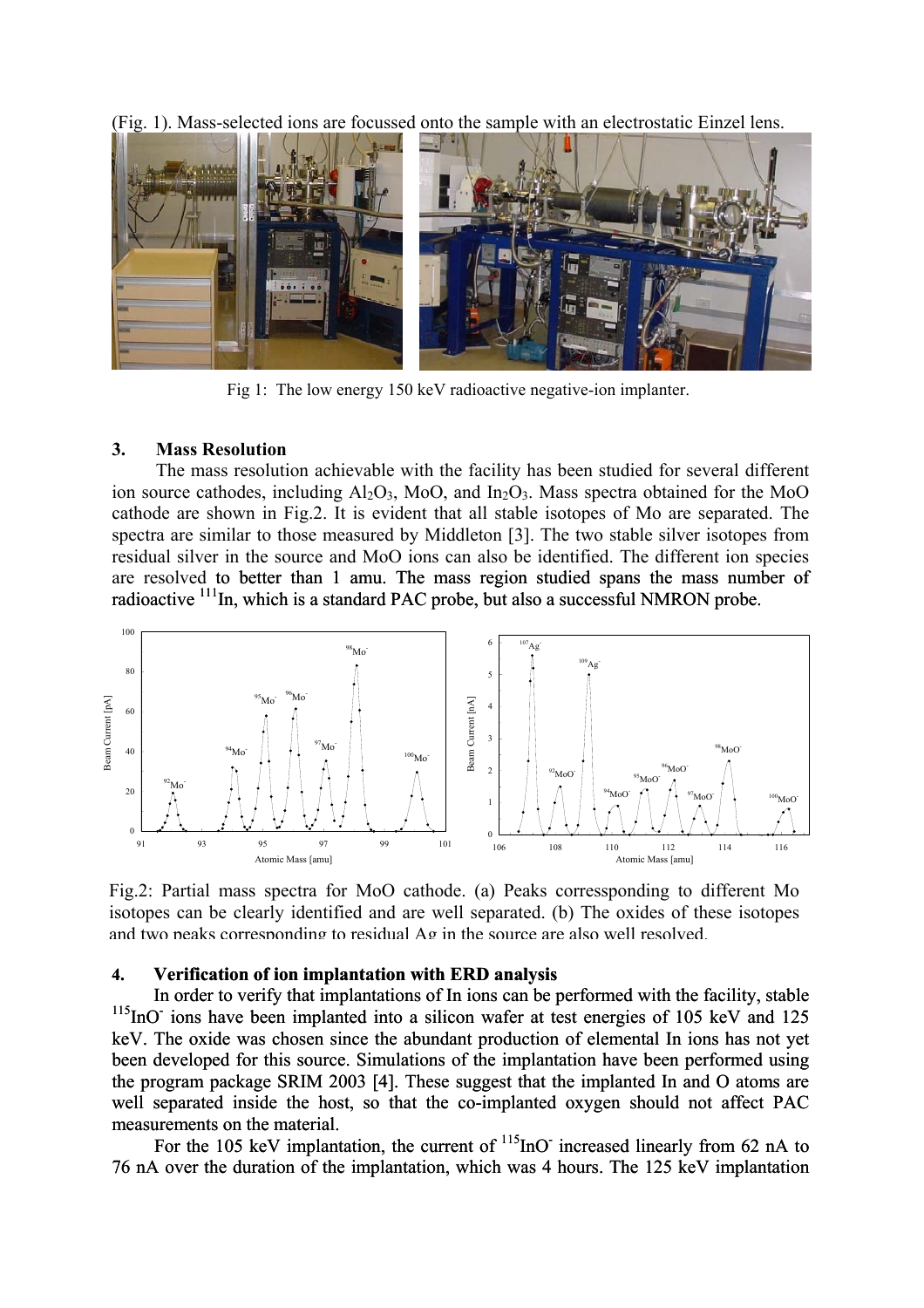(Fig. 1). Mass-selected ions are focussed onto the sample with an electrostatic Einzel lens.

Fig 1: The low energy 150 keV radioactive negative-ion implanter.

### 3. Mass Resolution

The mass resolution achievable with the facility has been studied for several different ion source cathodes, including $Al_2O_3$, MoO, and $In_2O_3$. Mass spectra obtained for the MoO cathode are shown in Fig.2. It is evident that all stable isotopes of Mo are separated. The spectra are similar to those measured by Middleton [3]. The two stable silver isotopes from residual silver in the source and MoO ions can also be identified. The different ion species are resolved to better than 1 amu. The mass region studied spans the mass number of radioactive $^{111}$In, which is a standard PAC probe, but also a successful NMRON probe.

Fig.2: Partial mass spectra for MoO cathode. (a) Peaks corressponding to different Mo isotopes can be clearly identified and are well separated. (b) The oxides of these isotopes and two peaks corresponding to residual Ag in the source are also well resolved.

### 4. Verification of ion implantation with ERD analysis

In order to verify that implantations of In ions can be performed with the facility, stable $^{115}InO^-$ ions have been implanted into a silicon wafer at test energies of 105 keV and 125 keV. The oxide was chosen since the abundant production of elemental In ions has not yet been developed for this source. Simulations of the implantation have been performed using the program package SRIM 2003 [4]. These suggest that the implanted In and O atoms are well separated inside the host, so that the co-implanted oxygen should not affect PAC measurements on the material.

For the 105 keV implantation, the current of $^{115}InO^-$ increased linearly from 62 nA to 76 nA over the duration of the implantation, which was 4 hours. The 125 keV implantation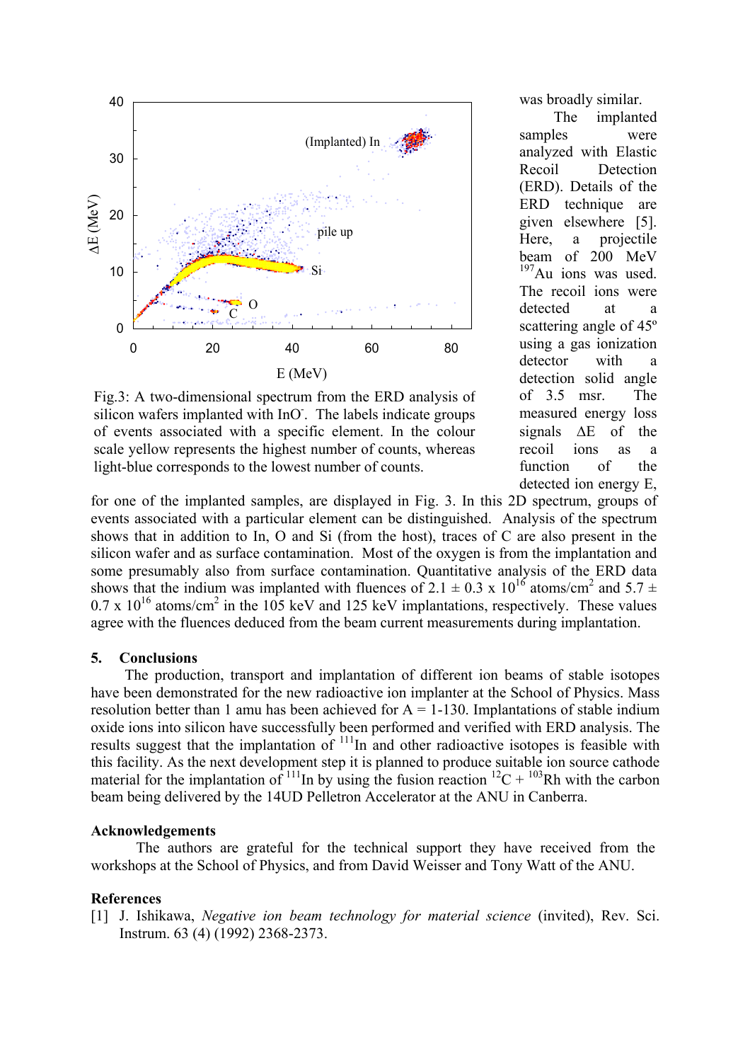was broadly similar.

The implanted samples were analyzed with Elastic Recoil Detection (ERD). Details of the ERD technique are given elsewhere [5]. Here, a projectile beam of 200 MeV $^{197}$Au ions was used. The recoil ions were detected at a scattering angle of 45º using a gas ionization detector with a detection solid angle of 3.5 msr. The measured energy loss signals ΔE of the recoil ions as a function of the detected ion energy E, for one of the implanted samples, are displayed in Fig. 3. In this 2D spectrum, groups of events associated with a particular element can be distinguished. Analysis of the spectrum shows that in addition to In, O and Si (from the host), traces of C are also present in the silicon wafer and as surface contamination. Most of the oxygen is from the implantation and some presumably also from surface contamination. Quantitative analysis of the ERD data shows that the indium was implanted with fluences of 2.1 ± 0.3 x $10^{16}$ atoms/cm$^2$ and 5.7 ± 0.7 x $10^{16}$ atoms/cm$^2$ in the 105 keV and 125 keV implantations, respectively. These values agree with the fluences deduced from the beam current measurements during implantation.

Fig.3: A two-dimensional spectrum from the ERD analysis of silicon wafers implanted with InO$^-$. The labels indicate groups of events associated with a specific element. In the colour scale yellow represents the highest number of counts, whereas light-blue corresponds to the lowest number of counts.

## 5. Conclusions

The production, transport and implantation of different ion beams of stable isotopes have been demonstrated for the new radioactive ion implanter at the School of Physics. Mass resolution better than 1 amu has been achieved for A = 1-130. Implantations of stable indium oxide ions into silicon have successfully been performed and verified with ERD analysis. The results suggest that the implantation of $^{111}$In and other radioactive isotopes is feasible with this facility. As the next development step it is planned to produce suitable ion source cathode material for the implantation of $^{111}$In by using the fusion reaction $^{12}$C + $^{103}$Rh with the carbon beam being delivered by the 14UD Pelletron Accelerator at the ANU in Canberra.

## Acknowledgements

The authors are grateful for the technical support they have received from the workshops at the School of Physics, and from David Weisser and Tony Watt of the ANU.

## References

[1] J. Ishikawa, *Negative ion beam technology for material science* (invited), Rev. Sci. Instrum. 63 (4) (1992) 2368-2373.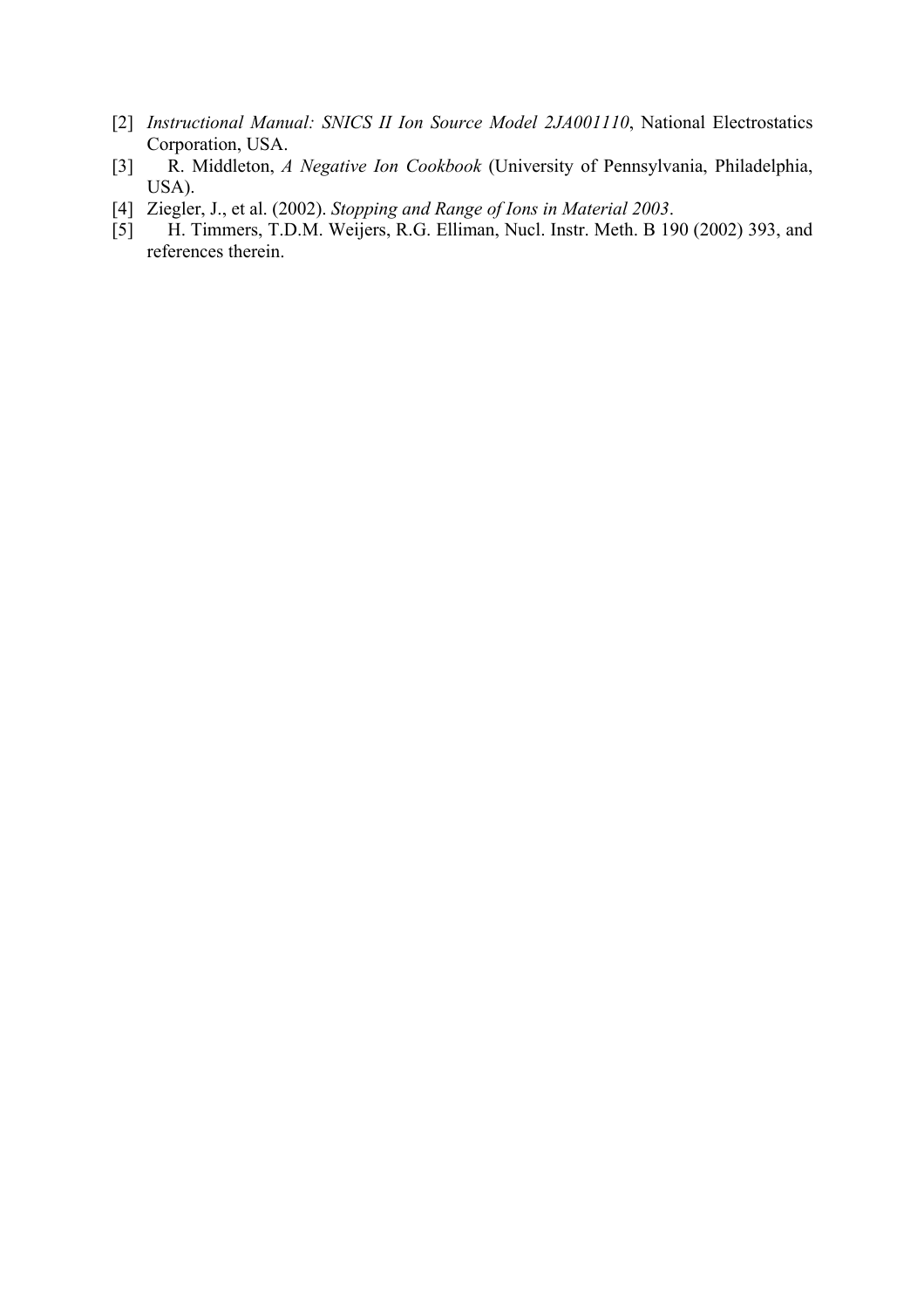[2] *Instructional Manual: SNICS II Ion Source Model 2JA001110*, National Electrostatics Corporation, USA.

[3] R. Middleton, *A Negative Ion Cookbook* (University of Pennsylvania, Philadelphia, USA).

[4] Ziegler, J., et al. (2002). *Stopping and Range of Ions in Material 2003*.

[5] H. Timmers, T.D.M. Weijers, R.G. Elliman, Nucl. Instr. Meth. B 190 (2002) 393, and references therein.